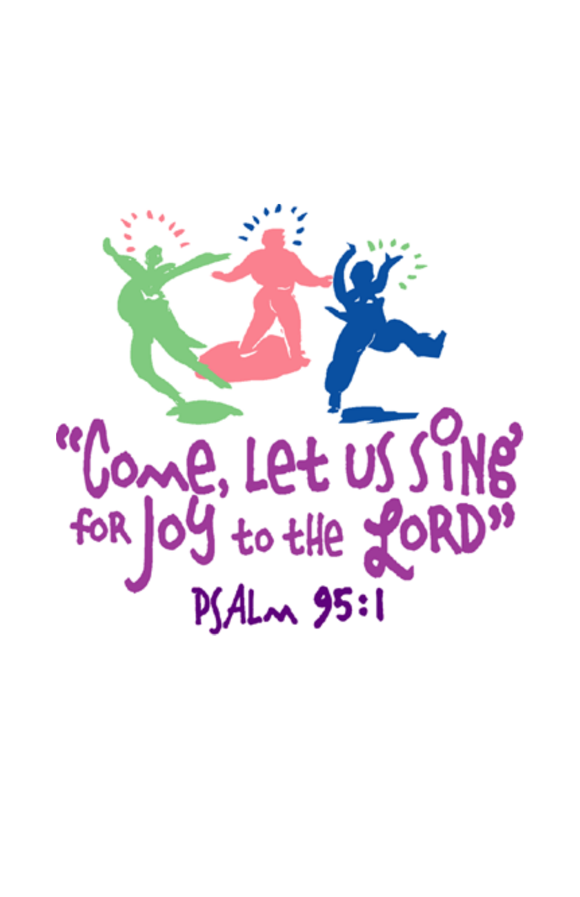"Come, Let us sing for Joy to the Lord"

Psalm 95:1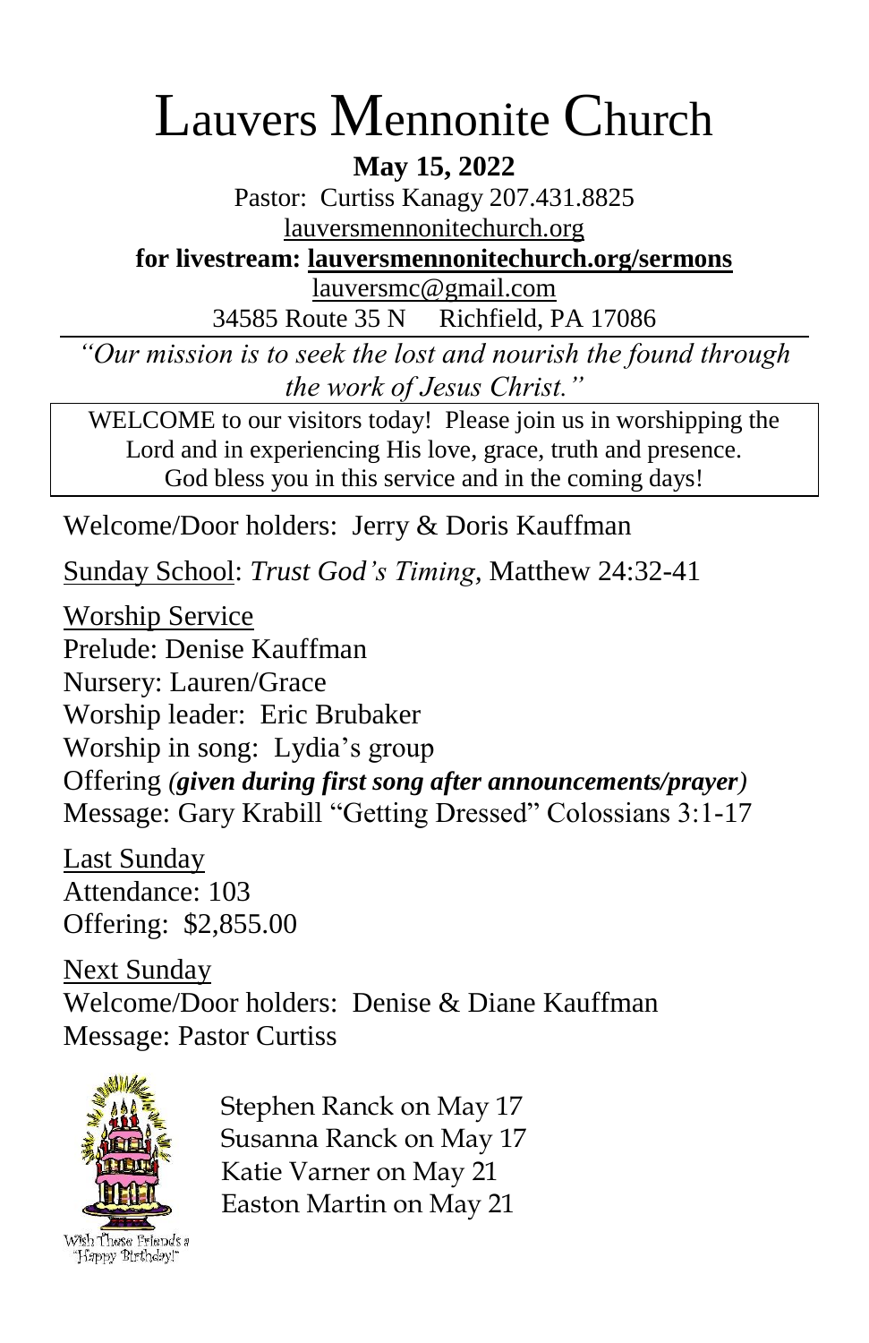# Lauvers Mennonite Church

**May 15, 2022**

Pastor: Curtiss Kanagy 207.431.8825

lauversmennonitechurch.org

**for livestream: lauversmennonitechurch.org/sermons**

lauversmc@gmail.com

34585 Route 35 N Richfield, PA 17086

*"Our mission is to seek the lost and nourish the found through the work of Jesus Christ."*

WELCOME to our visitors today! Please join us in worshipping the Lord and in experiencing His love, grace, truth and presence. God bless you in this service and in the coming days!

Welcome/Door holders: Jerry & Doris Kauffman

Sunday School: *Trust God's Timing*, Matthew 24:32-41

Worship Service

Prelude: Denise Kauffman

Nursery: Lauren/Grace

Worship leader: Eric Brubaker

Worship in song: Lydia's group

Offering *(given during first song after announcements/prayer)*

Message: Gary Krabill "Getting Dressed" Colossians 3:1-17

Last Sunday

Attendance: 103

Offering: $2,855.00

Next Sunday

Welcome/Door holders: Denise & Diane Kauffman

Message: Pastor Curtiss

Wish These Friends a "Happy Birthday!"

Stephen Ranck on May 17

Susanna Ranck on May 17

Katie Varner on May 21

Easton Martin on May 21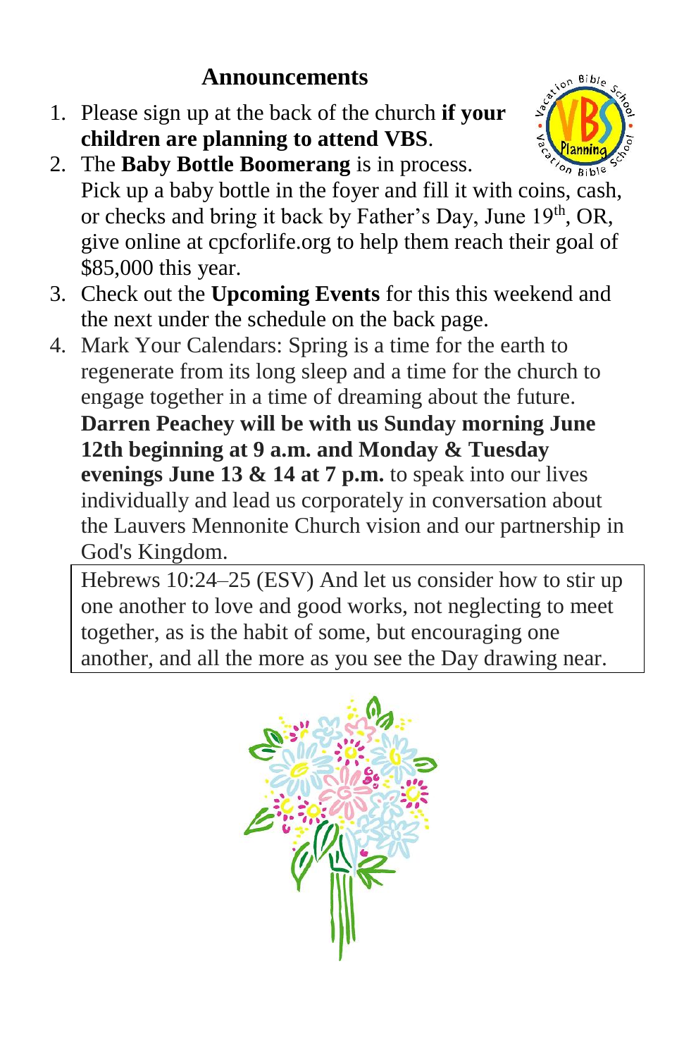## Announcements

1. Please sign up at the back of the church **if your children are planning to attend VBS**.
2. The **Baby Bottle Boomerang** is in process. Pick up a baby bottle in the foyer and fill it with coins, cash, or checks and bring it back by Father's Day, June 19th, OR, give online at cpcforlife.org to help them reach their goal of $85,000 this year.
3. Check out the **Upcoming Events** for this this weekend and the next under the schedule on the back page.
4. Mark Your Calendars: Spring is a time for the earth to regenerate from its long sleep and a time for the church to engage together in a time of dreaming about the future. **Darren Peachey will be with us Sunday morning June 12th beginning at 9 a.m. and Monday & Tuesday evenings June 13 & 14 at 7 p.m.** to speak into our lives individually and lead us corporately in conversation about the Lauvers Mennonite Church vision and our partnership in God's Kingdom.

> Hebrews 10:24–25 (ESV) And let us consider how to stir up one another to love and good works, not neglecting to meet together, as is the habit of some, but encouraging one another, and all the more as you see the Day drawing near.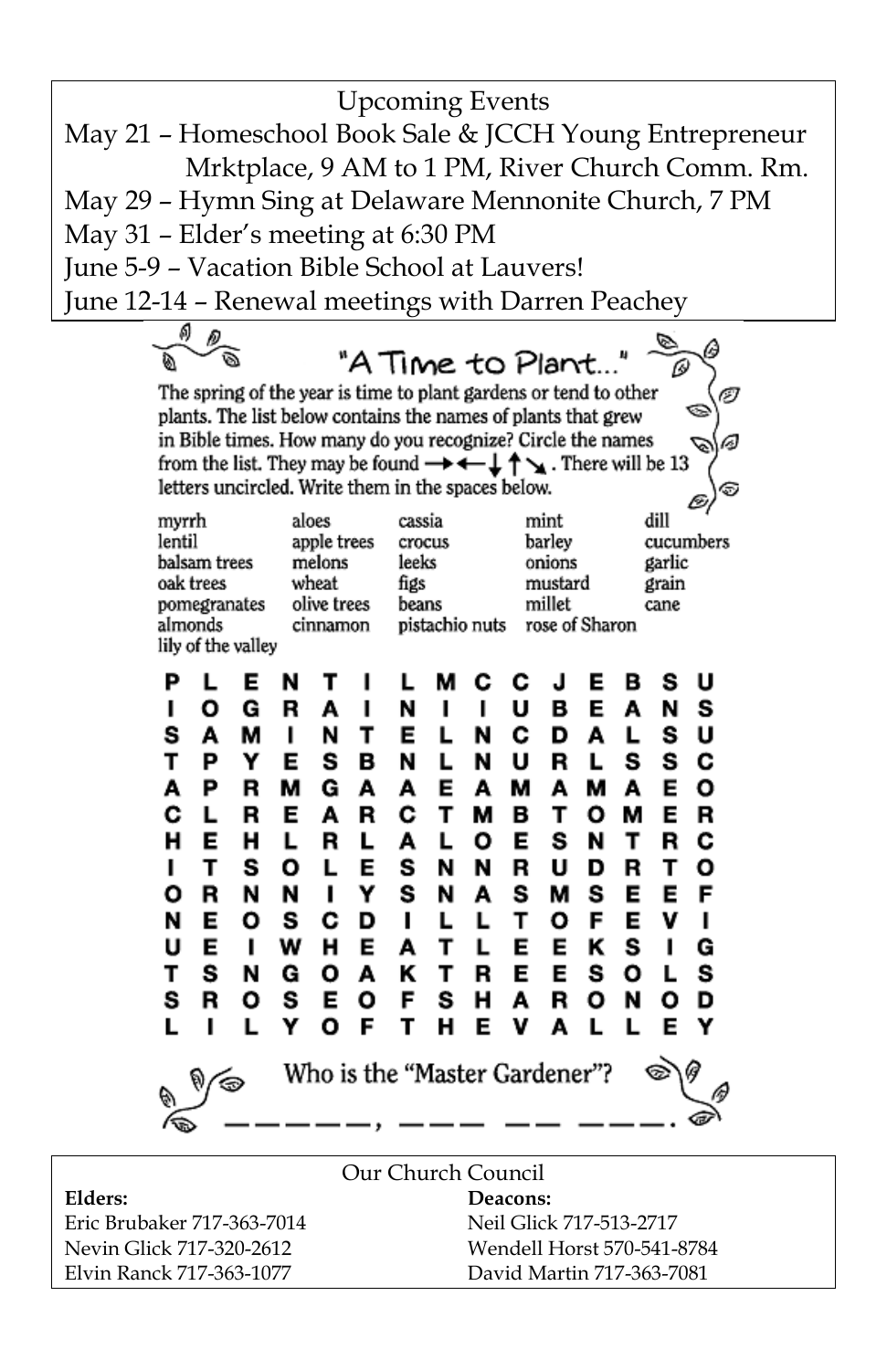Upcoming Events

May 21 – Homeschool Book Sale & JCCH Young Entrepreneur Mrktplace, 9 AM to 1 PM, River Church Comm. Rm.

May 29 – Hymn Sing at Delaware Mennonite Church, 7 PM

May 31 – Elder's meeting at 6:30 PM

June 5-9 – Vacation Bible School at Lauvers!

June 12-14 – Renewal meetings with Darren Peachey

## "A Time to Plant..."

The spring of the year is time to plant gardens or tend to other plants. The list below contains the names of plants that grew in Bible times. How many do you recognize? Circle the names from the list. They may be found → ← ↓ ↑ ↘. There will be 13 letters uncircled. Write them in the spaces below.

| | | | | |
|---|---|---|---|---|
| myrrh | aloes | cassia | mint | dill |
| lentil | apple trees | crocus | barley | cucumbers |
| balsam trees | melons | leeks | onions | garlic |
| oak trees | wheat | figs | mustard | grain |
| pomegranates | olive trees | beans | millet | cane |
| almonds | cinnamon | pistachio nuts | rose of Sharon | |
| lily of the valley | | | | |

```
P L E N T I L M C C J E B S U
I O G R A I N I I U B E A N S
S A M I N T E L N C D A L S U
T P Y E S B N L N U R L S S C
A P R M G A A E A M A M A E O
C L R E A R C T M B T O M E R
H E H L R L A L O E S N T R C
I T S O L E S N N R U D R T O
O R N N I Y S N A S M S E E F
N E O S C D I L L T O F E V I
U E I W H E A T L E E K S I G
T S N G O A K T R E E S O L S
S R O S E O F S H A R O N O D
L I L Y O F T H E V A L L E Y
```

Who is the "Master Gardener"?

_ _ _ _ _, _ _ _   _ _   _ _ _.

Our Church Council

| **Elders:** | **Deacons:** |
|---|---|
| Eric Brubaker 717-363-7014 | Neil Glick 717-513-2717 |
| Nevin Glick 717-320-2612 | Wendell Horst 570-541-8784 |
| Elvin Ranck 717-363-1077 | David Martin 717-363-7081 |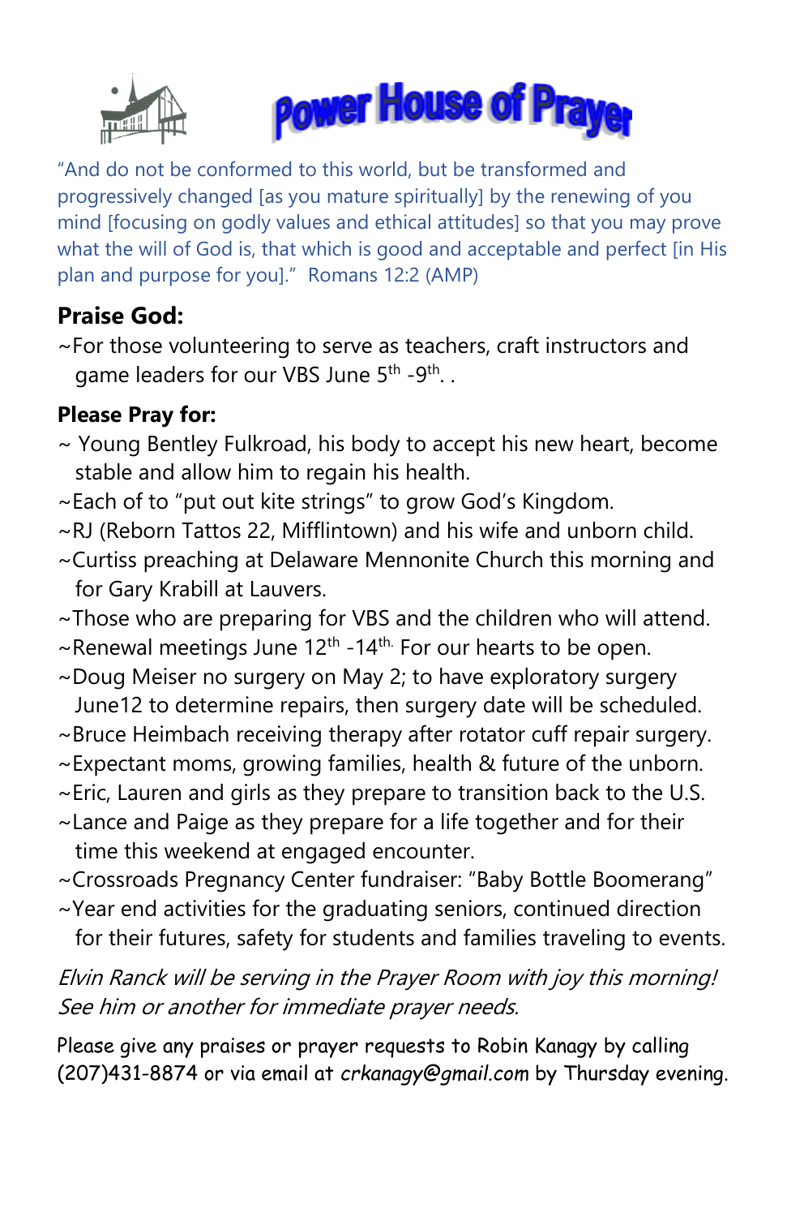# Power House of Prayer

"And do not be conformed to this world, but be transformed and progressively changed [as you mature spiritually] by the renewing of you mind [focusing on godly values and ethical attitudes] so that you may prove what the will of God is, that which is good and acceptable and perfect [in His plan and purpose for you]." Romans 12:2 (AMP)

**Praise God:**

~For those volunteering to serve as teachers, craft instructors and game leaders for our VBS June 5th -9th. .

**Please Pray for:**

~ Young Bentley Fulkroad, his body to accept his new heart, become stable and allow him to regain his health.

~Each of to "put out kite strings" to grow God's Kingdom.

~RJ (Reborn Tattos 22, Mifflintown) and his wife and unborn child.

~Curtiss preaching at Delaware Mennonite Church this morning and for Gary Krabill at Lauvers.

~Those who are preparing for VBS and the children who will attend.

~Renewal meetings June 12th -14th. For our hearts to be open.

~Doug Meiser no surgery on May 2; to have exploratory surgery June12 to determine repairs, then surgery date will be scheduled.

~Bruce Heimbach receiving therapy after rotator cuff repair surgery.

~Expectant moms, growing families, health & future of the unborn.

~Eric, Lauren and girls as they prepare to transition back to the U.S.

~Lance and Paige as they prepare for a life together and for their time this weekend at engaged encounter.

~Crossroads Pregnancy Center fundraiser: "Baby Bottle Boomerang"

~Year end activities for the graduating seniors, continued direction for their futures, safety for students and families traveling to events.

*Elvin Ranck will be serving in the Prayer Room with joy this morning! See him or another for immediate prayer needs.*

Please give any praises or prayer requests to Robin Kanagy by calling (207)431-8874 or via email at *crkanagy@gmail.com* by Thursday evening.